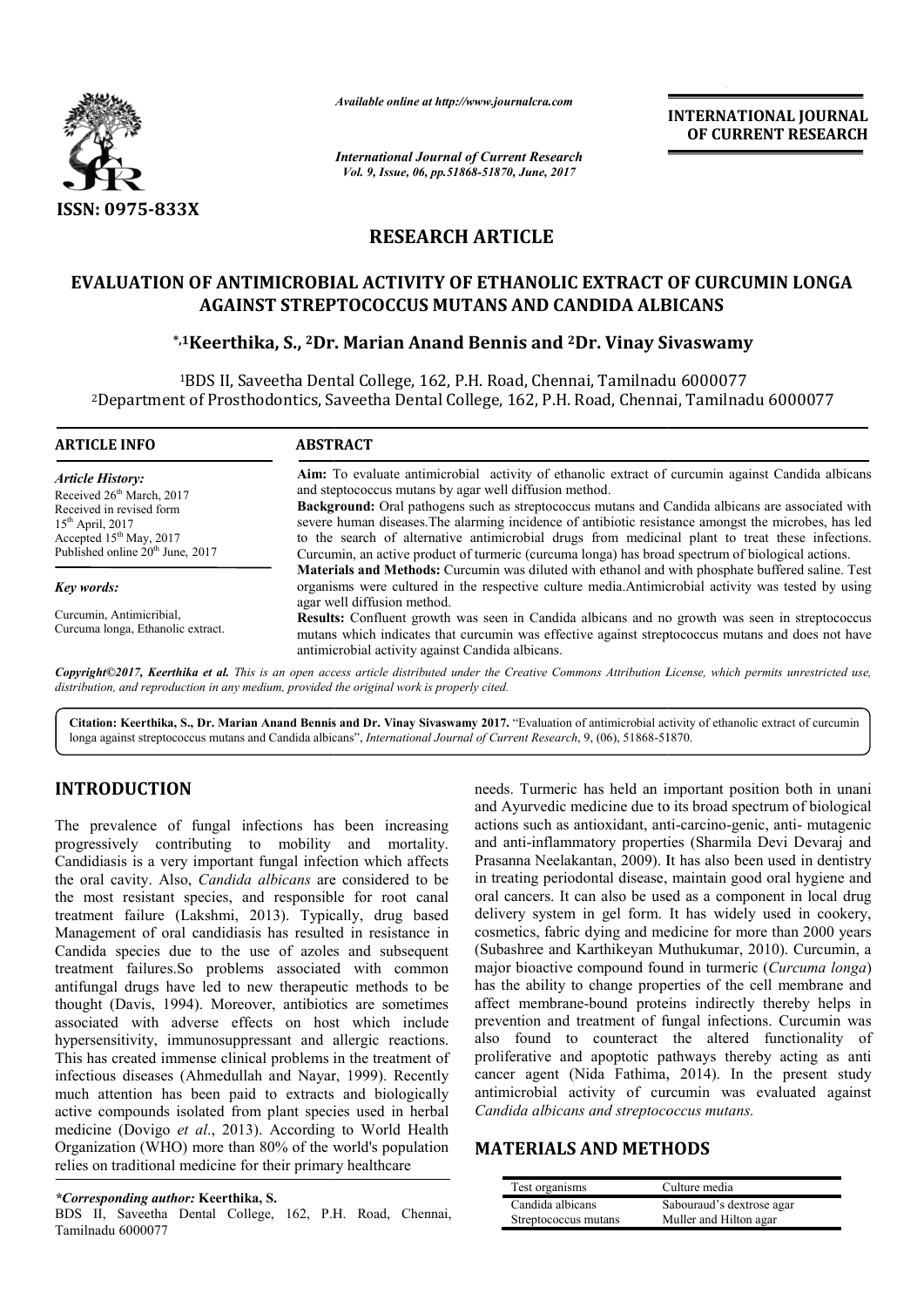*Available online at http://www.journalcra.com*

*International Journal of Current Research*
*Vol. 9, Issue, 06, pp.51868-51870, June, 2017*

**INTERNATIONAL JOURNAL OF CURRENT RESEARCH**

ISSN: 0975-833X

## RESEARCH ARTICLE

# EVALUATION OF ANTIMICROBIAL ACTIVITY OF ETHANOLIC EXTRACT OF CURCUMIN LONGA AGAINST STREPTOCOCCUS MUTANS AND CANDIDA ALBICANS

**\*,[1]Keerthika, S., [2]Dr. Marian Anand Bennis and [2]Dr. Vinay Sivaswamy**

[1]BDS II, Saveetha Dental College, 162, P.H. Road, Chennai, Tamilnadu 6000077
[2]Department of Prosthodontics, Saveetha Dental College, 162, P.H. Road, Chennai, Tamilnadu 6000077

**ARTICLE INFO**

*Article History:*
Received 26th March, 2017
Received in revised form 15th April, 2017
Accepted 15th May, 2017
Published online 20th June, 2017

*Key words:*
Curcumin, Antimicribial, Curcuma longa, Ethanolic extract.

**ABSTRACT**

**Aim:** To evaluate antimicrobial activity of ethanolic extract of curcumin against Candida albicans and steptococcus mutans by agar well diffusion method.

**Background:** Oral pathogens such as streptococcus mutans and Candida albicans are associated with severe human diseases.The alarming incidence of antibiotic resistance amongst the microbes, has led to the search of alternative antimicrobial drugs from medicinal plant to treat these infections. Curcumin, an active product of turmeric (curcuma longa) has broad spectrum of biological actions.

**Materials and Methods:** Curcumin was diluted with ethanol and with phosphate buffered saline. Test organisms were cultured in the respective culture media.Antimicrobial activity was tested by using agar well diffusion method.

**Results:** Confluent growth was seen in Candida albicans and no growth was seen in streptococcus mutans which indicates that curcumin was effective against streptococcus mutans and does not have antimicrobial activity against Candida albicans.

*Copyright©2017, Keerthika et al. This is an open access article distributed under the Creative Commons Attribution License, which permits unrestricted use, distribution, and reproduction in any medium, provided the original work is properly cited.*

**Citation: Keerthika, S., Dr. Marian Anand Bennis and Dr. Vinay Sivaswamy 2017.** "Evaluation of antimicrobial activity of ethanolic extract of curcumin longa against streptococcus mutans and Candida albicans", *International Journal of Current Research*, 9, (06), 51868-51870.

## INTRODUCTION

The prevalence of fungal infections has been increasing progressively contributing to mobility and mortality. Candidiasis is a very important fungal infection which affects the oral cavity. Also, *Candida albicans* are considered to be the most resistant species, and responsible for root canal treatment failure (Lakshmi, 2013). Typically, drug based Management of oral candidiasis has resulted in resistance in Candida species due to the use of azoles and subsequent treatment failures.So problems associated with common antifungal drugs have led to new therapeutic methods to be thought (Davis, 1994). Moreover, antibiotics are sometimes associated with adverse effects on host which include hypersensitivity, immunosuppressant and allergic reactions. This has created immense clinical problems in the treatment of infectious diseases (Ahmedullah and Nayar, 1999). Recently much attention has been paid to extracts and biologically active compounds isolated from plant species used in herbal medicine (Dovigo *et al*., 2013). According to World Health Organization (WHO) more than 80% of the world's population relies on traditional medicine for their primary healthcare needs. Turmeric has held an important position both in unani and Ayurvedic medicine due to its broad spectrum of biological actions such as antioxidant, anti-carcino-genic, anti- mutagenic and anti-inflammatory properties (Sharmila Devi Devaraj and Prasanna Neelakantan, 2009). It has also been used in dentistry in treating periodontal disease, maintain good oral hygiene and oral cancers. It can also be used as a component in local drug delivery system in gel form. It has widely used in cookery, cosmetics, fabric dying and medicine for more than 2000 years (Subashree and Karthikeyan Muthukumar, 2010). Curcumin, a major bioactive compound found in turmeric (*Curcuma longa*) has the ability to change properties of the cell membrane and affect membrane-bound proteins indirectly thereby helps in prevention and treatment of fungal infections. Curcumin was also found to counteract the altered functionality of proliferative and apoptotic pathways thereby acting as anti cancer agent (Nida Fathima, 2014). In the present study antimicrobial activity of curcumin was evaluated against *Candida albicans and streptococcus mutans.*

## MATERIALS AND METHODS

| Test organisms | Culture media |
|---|---|
| Candida albicans | Sabouraud's dextrose agar |
| Streptococcus mutans | Muller and Hilton agar |

*\*Corresponding author:* **Keerthika, S.**
BDS II, Saveetha Dental College, 162, P.H. Road, Chennai, Tamilnadu 6000077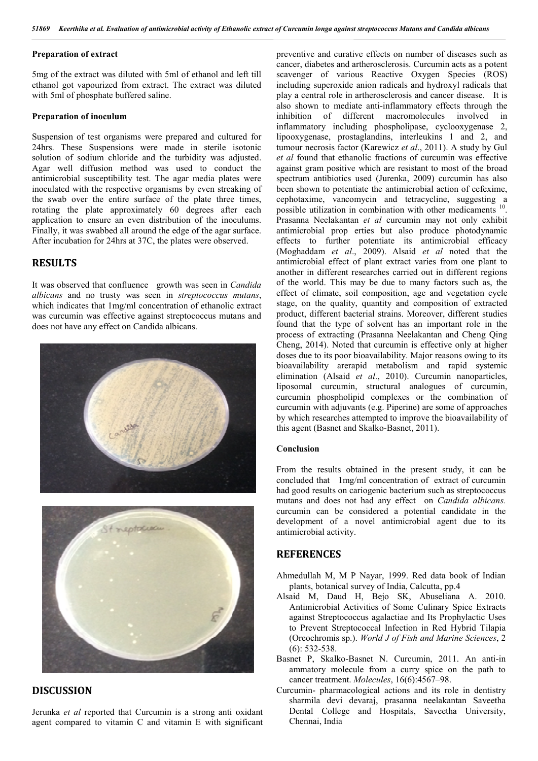#### Preparation of extract

5mg of the extract was diluted with 5ml of ethanol and left till ethanol got vapourized from extract. The extract was diluted with 5ml of phosphate buffered saline.

#### Preparation of inoculum

Suspension of test organisms were prepared and cultured for 24hrs. These Suspensions were made in sterile isotonic solution of sodium chloride and the turbidity was adjusted. Agar well diffusion method was used to conduct the antimicrobial susceptibility test. The agar media plates were inoculated with the respective organisms by even streaking of the swab over the entire surface of the plate three times, rotating the plate approximately 60 degrees after each application to ensure an even distribution of the inoculums. Finally, it was swabbed all around the edge of the agar surface. After incubation for 24hrs at 37C, the plates were observed.

## RESULTS

It was observed that confluence growth was seen in *Candida albicans* and no trusty was seen in *streptococcus mutans*, which indicates that 1mg/ml concentration of ethanolic extract was curcumin was effective against streptococcus mutans and does not have any effect on Candida albicans.

## DISCUSSION

Jerunka *et al* reported that Curcumin is a strong anti oxidant agent compared to vitamin C and vitamin E with significant preventive and curative effects on number of diseases such as cancer, diabetes and artherosclerosis. Curcumin acts as a potent scavenger of various Reactive Oxygen Species (ROS) including superoxide anion radicals and hydroxyl radicals that play a central role in artherosclerosis and cancer disease. It is also shown to mediate anti-inflammatory effects through the inhibition of different macromolecules involved in inflammatory including phospholipase, cyclooxygenase 2, lipooxygenase, prostaglandins, interleukins 1 and 2, and tumour necrosis factor (Karewicz *et al*., 2011). A study by Gul *et al* found that ethanolic fractions of curcumin was effective against gram positive which are resistant to most of the broad spectrum antibiotics used (Jurenka, 2009) curcumin has also been shown to potentiate the antimicrobial action of cefexime, cephotaxime, vancomycin and tetracycline, suggesting a possible utilization in combination with other medicaments [10]. Prasanna Neelakantan *et al* curcumin may not only exhibit antimicrobial prop erties but also produce photodynamic effects to further potentiate its antimicrobial efficacy (Moghaddam *et al*., 2009). Alsaid *et al* noted that the antimicrobial effect of plant extract varies from one plant to another in different researches carried out in different regions of the world. This may be due to many factors such as, the effect of climate, soil composition, age and vegetation cycle stage, on the quality, quantity and composition of extracted product, different bacterial strains. Moreover, different studies found that the type of solvent has an important role in the process of extracting (Prasanna Neelakantan and Cheng Qing Cheng, 2014). Noted that curcumin is effective only at higher doses due to its poor bioavailability. Major reasons owing to its bioavailability arerapid metabolism and rapid systemic elimination (Alsaid *et al*., 2010). Curcumin nanoparticles, liposomal curcumin, structural analogues of curcumin, curcumin phospholipid complexes or the combination of curcumin with adjuvants (e.g. Piperine) are some of approaches by which researches attempted to improve the bioavailability of this agent (Basnet and Skalko-Basnet, 2011).

#### Conclusion

From the results obtained in the present study, it can be concluded that 1mg/ml concentration of extract of curcumin had good results on cariogenic bacterium such as streptococcus mutans and does not had any effect on *Candida albicans.* curcumin can be considered a potential candidate in the development of a novel antimicrobial agent due to its antimicrobial activity.

## REFERENCES

Ahmedullah M, M P Nayar, 1999. Red data book of Indian plants, botanical survey of India, Calcutta, pp.4

Alsaid M, Daud H, Bejo SK, Abuseliana A. 2010. Antimicrobial Activities of Some Culinary Spice Extracts against Streptococcus agalactiae and Its Prophylactic Uses to Prevent Streptococcal Infection in Red Hybrid Tilapia (Oreochromis sp.). *World J of Fish and Marine Sciences*, 2 (6): 532-538.

Basnet P, Skalko-Basnet N. Curcumin, 2011. An anti-in ammatory molecule from a curry spice on the path to cancer treatment. *Molecules*, 16(6):4567–98.

Curcumin- pharmacological actions and its role in dentistry sharmila devi devaraj, prasanna neelakantan Saveetha Dental College and Hospitals, Saveetha University, Chennai, India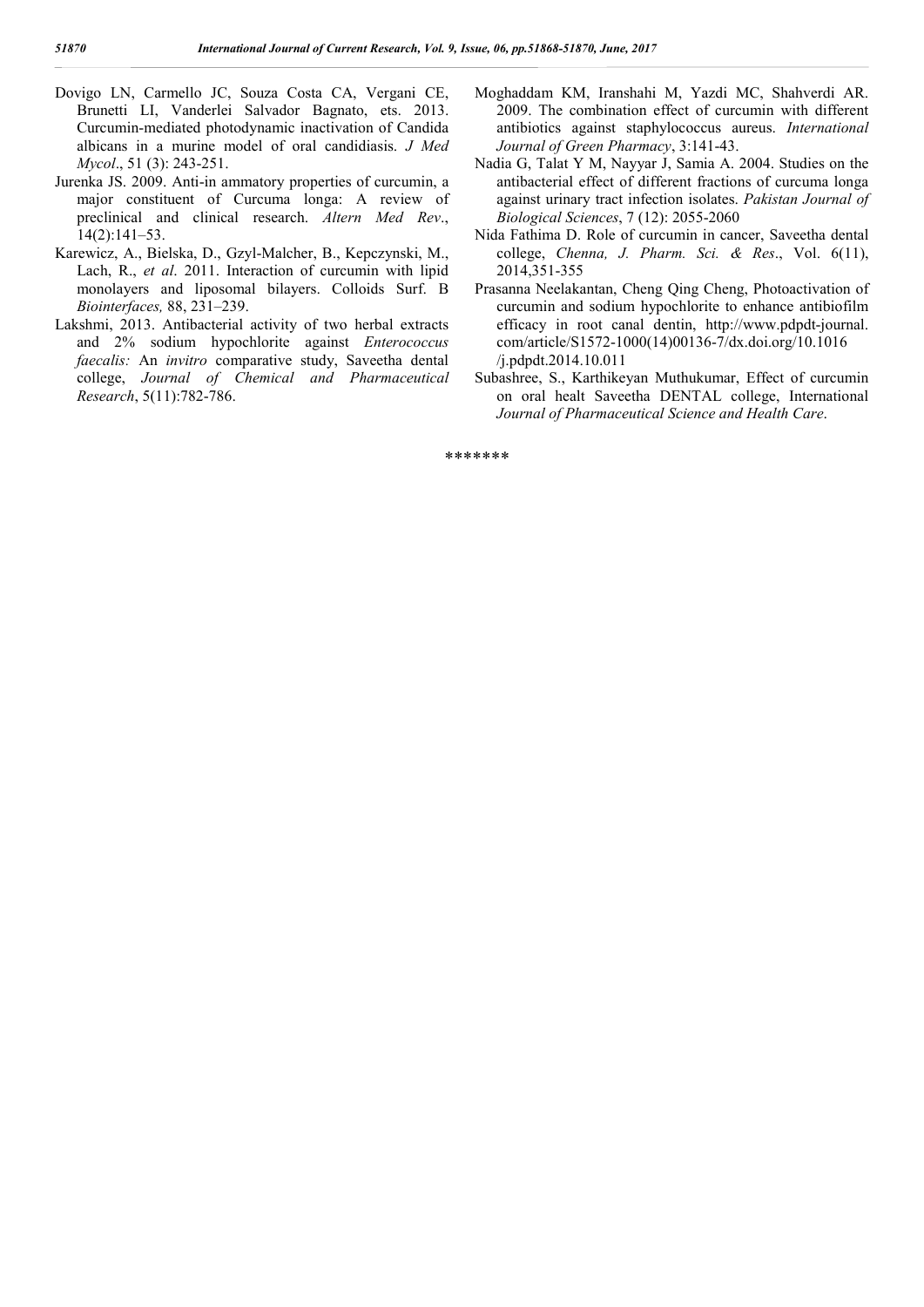Dovigo LN, Carmello JC, Souza Costa CA, Vergani CE, Brunetti LI, Vanderlei Salvador Bagnato, ets. 2013. Curcumin-mediated photodynamic inactivation of Candida albicans in a murine model of oral candidiasis. *J Med Mycol*., 51 (3): 243-251.

Jurenka JS. 2009. Anti-in ammatory properties of curcumin, a major constituent of Curcuma longa: A review of preclinical and clinical research. *Altern Med Rev*., 14(2):141–53.

Karewicz, A., Bielska, D., Gzyl-Malcher, B., Kepczynski, M., Lach, R., *et al*. 2011. Interaction of curcumin with lipid monolayers and liposomal bilayers. Colloids Surf. B *Biointerfaces,* 88, 231–239.

Lakshmi, 2013. Antibacterial activity of two herbal extracts and 2% sodium hypochlorite against *Enterococcus faecalis:* An *invitro* comparative study, Saveetha dental college, *Journal of Chemical and Pharmaceutical Research*, 5(11):782-786.

Moghaddam KM, Iranshahi M, Yazdi MC, Shahverdi AR. 2009. The combination effect of curcumin with different antibiotics against staphylococcus aureus. *International Journal of Green Pharmacy*, 3:141-43.

Nadia G, Talat Y M, Nayyar J, Samia A. 2004. Studies on the antibacterial effect of different fractions of curcuma longa against urinary tract infection isolates. *Pakistan Journal of Biological Sciences*, 7 (12): 2055-2060

Nida Fathima D. Role of curcumin in cancer, Saveetha dental college, *Chenna, J. Pharm. Sci. & Res*., Vol. 6(11), 2014,351-355

Prasanna Neelakantan, Cheng Qing Cheng, Photoactivation of curcumin and sodium hypochlorite to enhance antibiofilm efficacy in root canal dentin, http://www.pdpdt-journal.com/article/S1572-1000(14)00136-7/dx.doi.org/10.1016/j.pdpdt.2014.10.011

Subashree, S., Karthikeyan Muthukumar, Effect of curcumin on oral healt Saveetha DENTAL college, International *Journal of Pharmaceutical Science and Health Care*.

*******